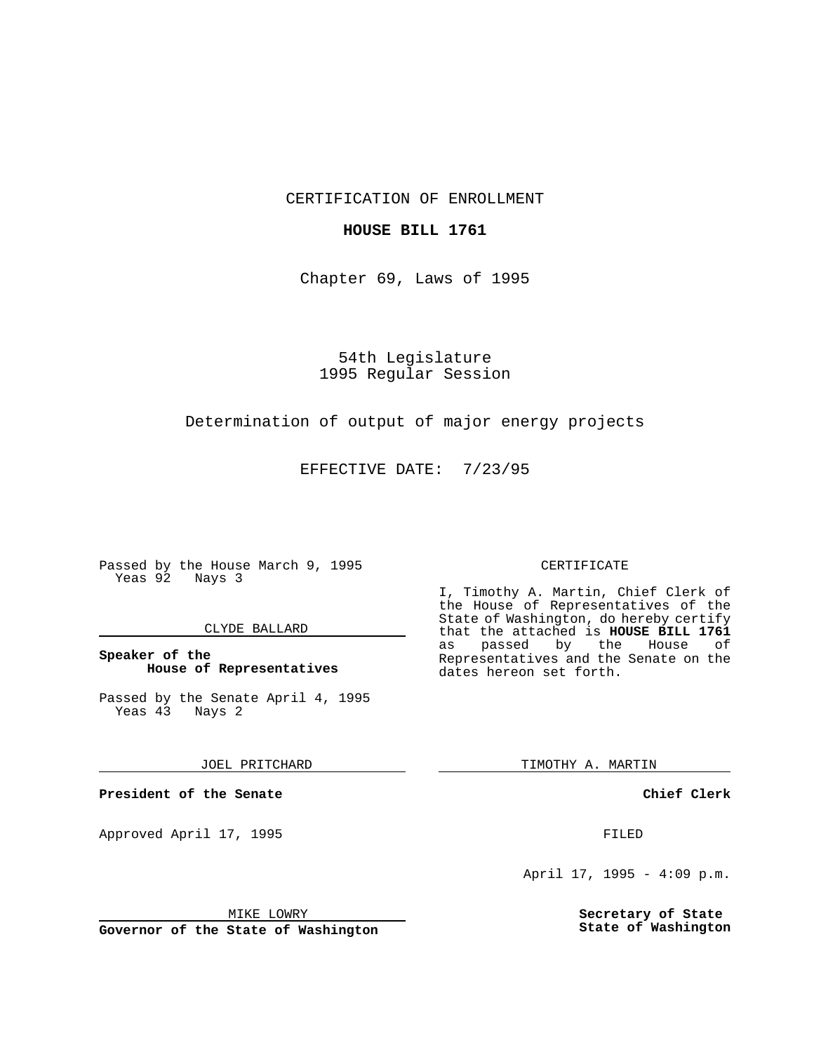CERTIFICATION OF ENROLLMENT

**HOUSE BILL 1761**

Chapter 69, Laws of 1995

54th Legislature
1995 Regular Session

Determination of output of major energy projects

EFFECTIVE DATE: 7/23/95

Passed by the House March 9, 1995
Yeas 92 Nays 3

CLYDE BALLARD

**Speaker of the House of Representatives**

Passed by the Senate April 4, 1995
Yeas 43 Nays 2

JOEL PRITCHARD

**President of the Senate**

Approved April 17, 1995

MIKE LOWRY

**Governor of the State of Washington**

CERTIFICATE

I, Timothy A. Martin, Chief Clerk of the House of Representatives of the State of Washington, do hereby certify that the attached is **HOUSE BILL 1761** as passed by the House of Representatives and the Senate on the dates hereon set forth.

TIMOTHY A. MARTIN

**Chief Clerk**

FILED

April 17, 1995 - 4:09 p.m.

**Secretary of State**
**State of Washington**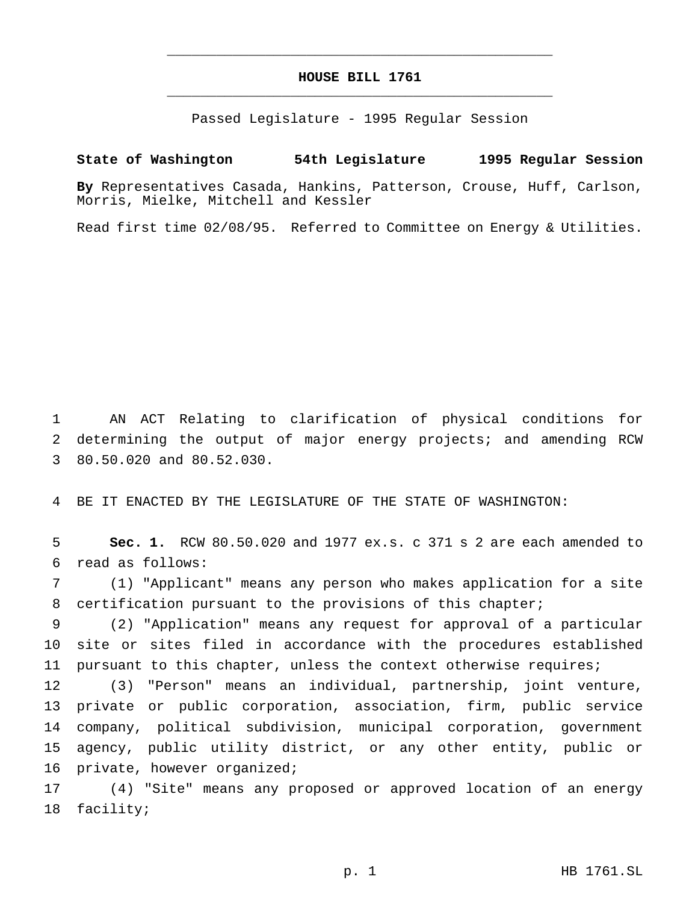# HOUSE BILL 1761

Passed Legislature - 1995 Regular Session

**State of Washington 54th Legislature 1995 Regular Session**

**By** Representatives Casada, Hankins, Patterson, Crouse, Huff, Carlson, Morris, Mielke, Mitchell and Kessler

Read first time 02/08/95. Referred to Committee on Energy & Utilities.

AN ACT Relating to clarification of physical conditions for determining the output of major energy projects; and amending RCW 80.50.020 and 80.52.030.

BE IT ENACTED BY THE LEGISLATURE OF THE STATE OF WASHINGTON:

**Sec. 1.** RCW 80.50.020 and 1977 ex.s. c 371 s 2 are each amended to read as follows:

(1) "Applicant" means any person who makes application for a site certification pursuant to the provisions of this chapter;

(2) "Application" means any request for approval of a particular site or sites filed in accordance with the procedures established pursuant to this chapter, unless the context otherwise requires;

(3) "Person" means an individual, partnership, joint venture, private or public corporation, association, firm, public service company, political subdivision, municipal corporation, government agency, public utility district, or any other entity, public or private, however organized;

(4) "Site" means any proposed or approved location of an energy facility;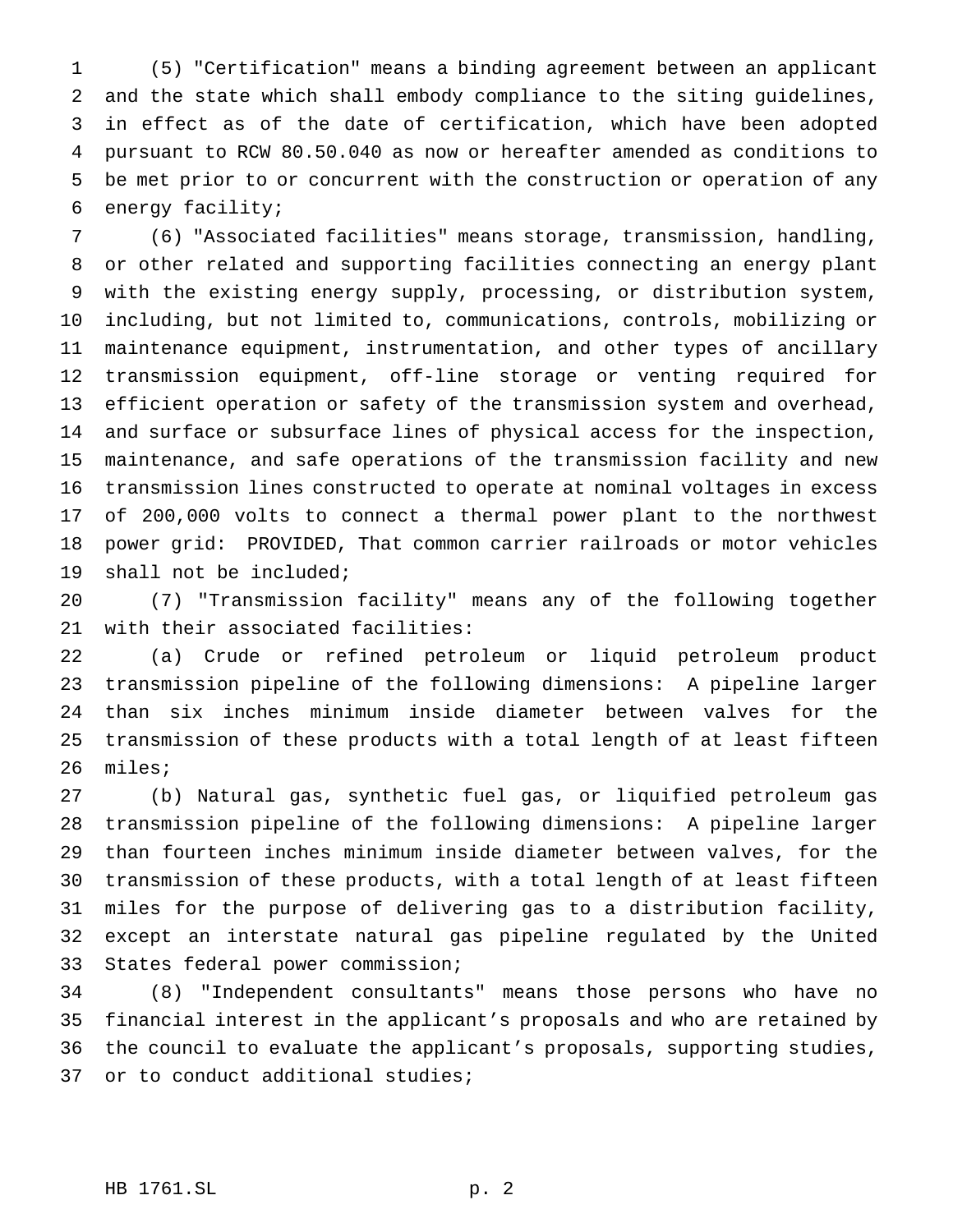(5) "Certification" means a binding agreement between an applicant and the state which shall embody compliance to the siting guidelines, in effect as of the date of certification, which have been adopted pursuant to RCW 80.50.040 as now or hereafter amended as conditions to be met prior to or concurrent with the construction or operation of any energy facility;

(6) "Associated facilities" means storage, transmission, handling, or other related and supporting facilities connecting an energy plant with the existing energy supply, processing, or distribution system, including, but not limited to, communications, controls, mobilizing or maintenance equipment, instrumentation, and other types of ancillary transmission equipment, off-line storage or venting required for efficient operation or safety of the transmission system and overhead, and surface or subsurface lines of physical access for the inspection, maintenance, and safe operations of the transmission facility and new transmission lines constructed to operate at nominal voltages in excess of 200,000 volts to connect a thermal power plant to the northwest power grid: PROVIDED, That common carrier railroads or motor vehicles shall not be included;

(7) "Transmission facility" means any of the following together with their associated facilities:

(a) Crude or refined petroleum or liquid petroleum product transmission pipeline of the following dimensions: A pipeline larger than six inches minimum inside diameter between valves for the transmission of these products with a total length of at least fifteen miles;

(b) Natural gas, synthetic fuel gas, or liquified petroleum gas transmission pipeline of the following dimensions: A pipeline larger than fourteen inches minimum inside diameter between valves, for the transmission of these products, with a total length of at least fifteen miles for the purpose of delivering gas to a distribution facility, except an interstate natural gas pipeline regulated by the United States federal power commission;

(8) "Independent consultants" means those persons who have no financial interest in the applicant's proposals and who are retained by the council to evaluate the applicant's proposals, supporting studies, or to conduct additional studies;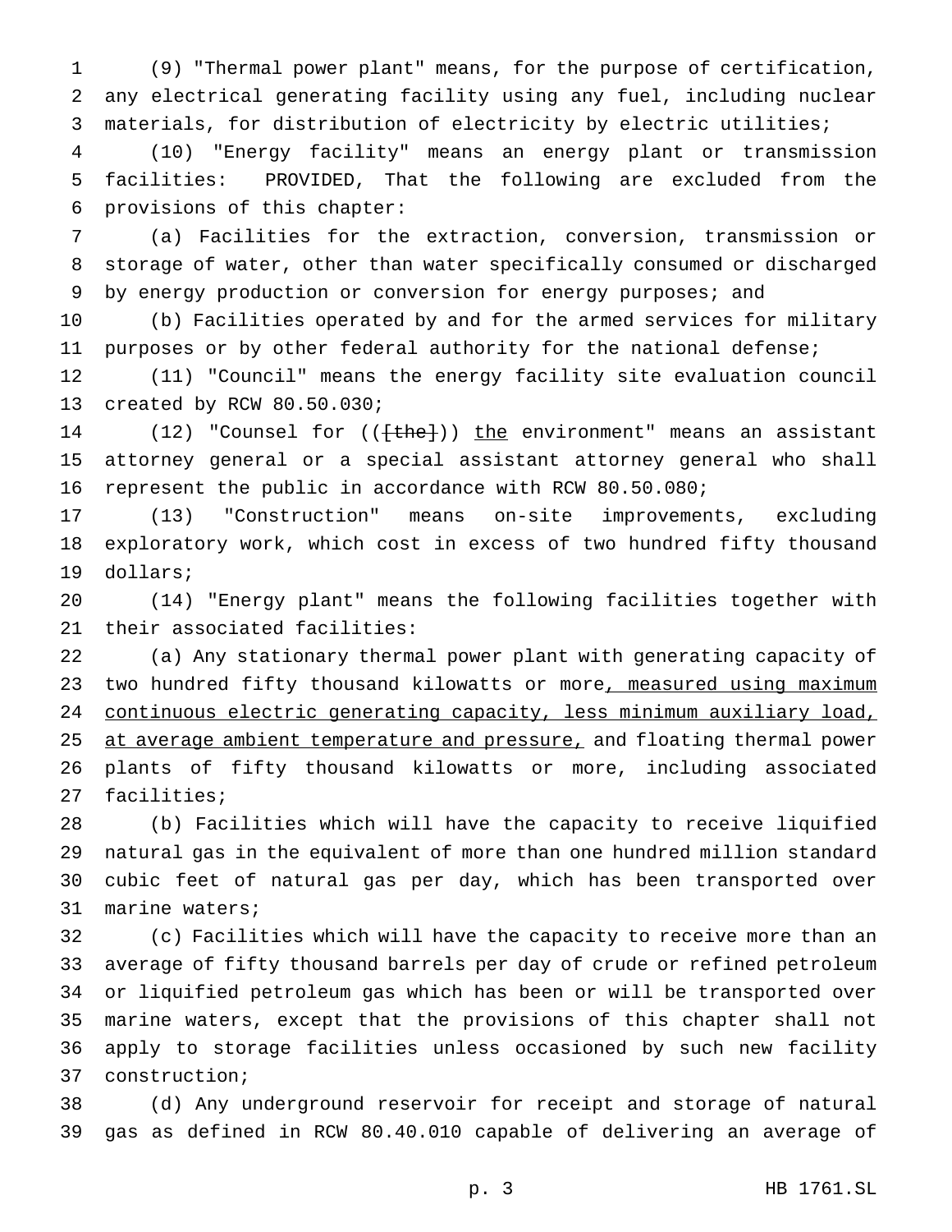(9) "Thermal power plant" means, for the purpose of certification, any electrical generating facility using any fuel, including nuclear materials, for distribution of electricity by electric utilities;

(10) "Energy facility" means an energy plant or transmission facilities: PROVIDED, That the following are excluded from the provisions of this chapter:

(a) Facilities for the extraction, conversion, transmission or storage of water, other than water specifically consumed or discharged by energy production or conversion for energy purposes; and

(b) Facilities operated by and for the armed services for military purposes or by other federal authority for the national defense;

(11) "Council" means the energy facility site evaluation council created by RCW 80.50.030;

(12) "Counsel for (([the])) <u>the</u> environment" means an assistant attorney general or a special assistant attorney general who shall represent the public in accordance with RCW 80.50.080;

(13) "Construction" means on-site improvements, excluding exploratory work, which cost in excess of two hundred fifty thousand dollars;

(14) "Energy plant" means the following facilities together with their associated facilities:

(a) Any stationary thermal power plant with generating capacity of two hundred fifty thousand kilowatts or more<u>, measured using maximum continuous electric generating capacity, less minimum auxiliary load, at average ambient temperature and pressure,</u> and floating thermal power plants of fifty thousand kilowatts or more, including associated facilities;

(b) Facilities which will have the capacity to receive liquified natural gas in the equivalent of more than one hundred million standard cubic feet of natural gas per day, which has been transported over marine waters;

(c) Facilities which will have the capacity to receive more than an average of fifty thousand barrels per day of crude or refined petroleum or liquified petroleum gas which has been or will be transported over marine waters, except that the provisions of this chapter shall not apply to storage facilities unless occasioned by such new facility construction;

(d) Any underground reservoir for receipt and storage of natural gas as defined in RCW 80.40.010 capable of delivering an average of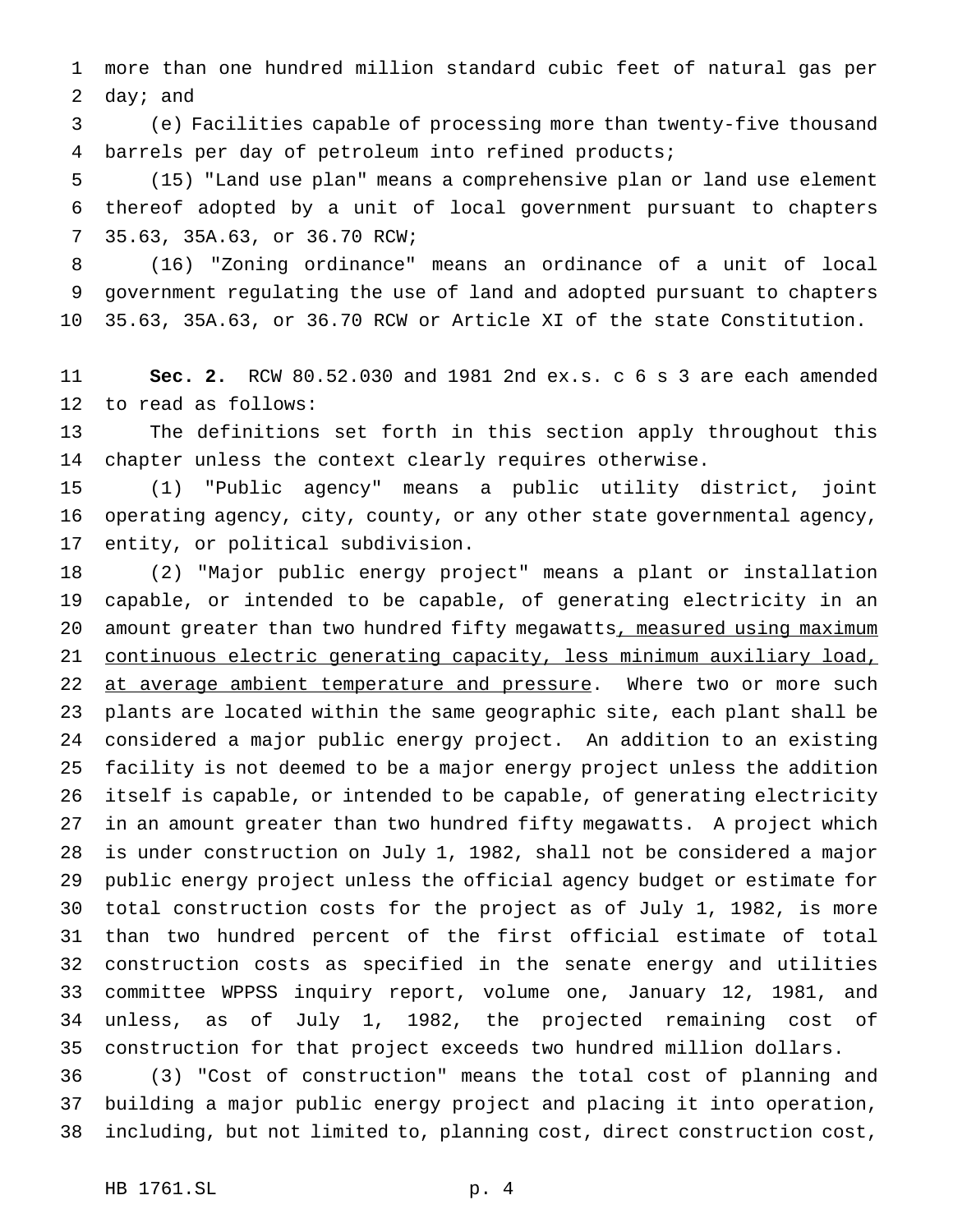more than one hundred million standard cubic feet of natural gas per day; and

(e) Facilities capable of processing more than twenty-five thousand barrels per day of petroleum into refined products;

(15) "Land use plan" means a comprehensive plan or land use element thereof adopted by a unit of local government pursuant to chapters 35.63, 35A.63, or 36.70 RCW;

(16) "Zoning ordinance" means an ordinance of a unit of local government regulating the use of land and adopted pursuant to chapters 35.63, 35A.63, or 36.70 RCW or Article XI of the state Constitution.

**Sec. 2.** RCW 80.52.030 and 1981 2nd ex.s. c 6 s 3 are each amended to read as follows:

The definitions set forth in this section apply throughout this chapter unless the context clearly requires otherwise.

(1) "Public agency" means a public utility district, joint operating agency, city, county, or any other state governmental agency, entity, or political subdivision.

(2) "Major public energy project" means a plant or installation capable, or intended to be capable, of generating electricity in an amount greater than two hundred fifty megawatts<u>, measured using maximum continuous electric generating capacity, less minimum auxiliary load, at average ambient temperature and pressure</u>. Where two or more such plants are located within the same geographic site, each plant shall be considered a major public energy project. An addition to an existing facility is not deemed to be a major energy project unless the addition itself is capable, or intended to be capable, of generating electricity in an amount greater than two hundred fifty megawatts. A project which is under construction on July 1, 1982, shall not be considered a major public energy project unless the official agency budget or estimate for total construction costs for the project as of July 1, 1982, is more than two hundred percent of the first official estimate of total construction costs as specified in the senate energy and utilities committee WPPSS inquiry report, volume one, January 12, 1981, and unless, as of July 1, 1982, the projected remaining cost of construction for that project exceeds two hundred million dollars.

(3) "Cost of construction" means the total cost of planning and building a major public energy project and placing it into operation, including, but not limited to, planning cost, direct construction cost,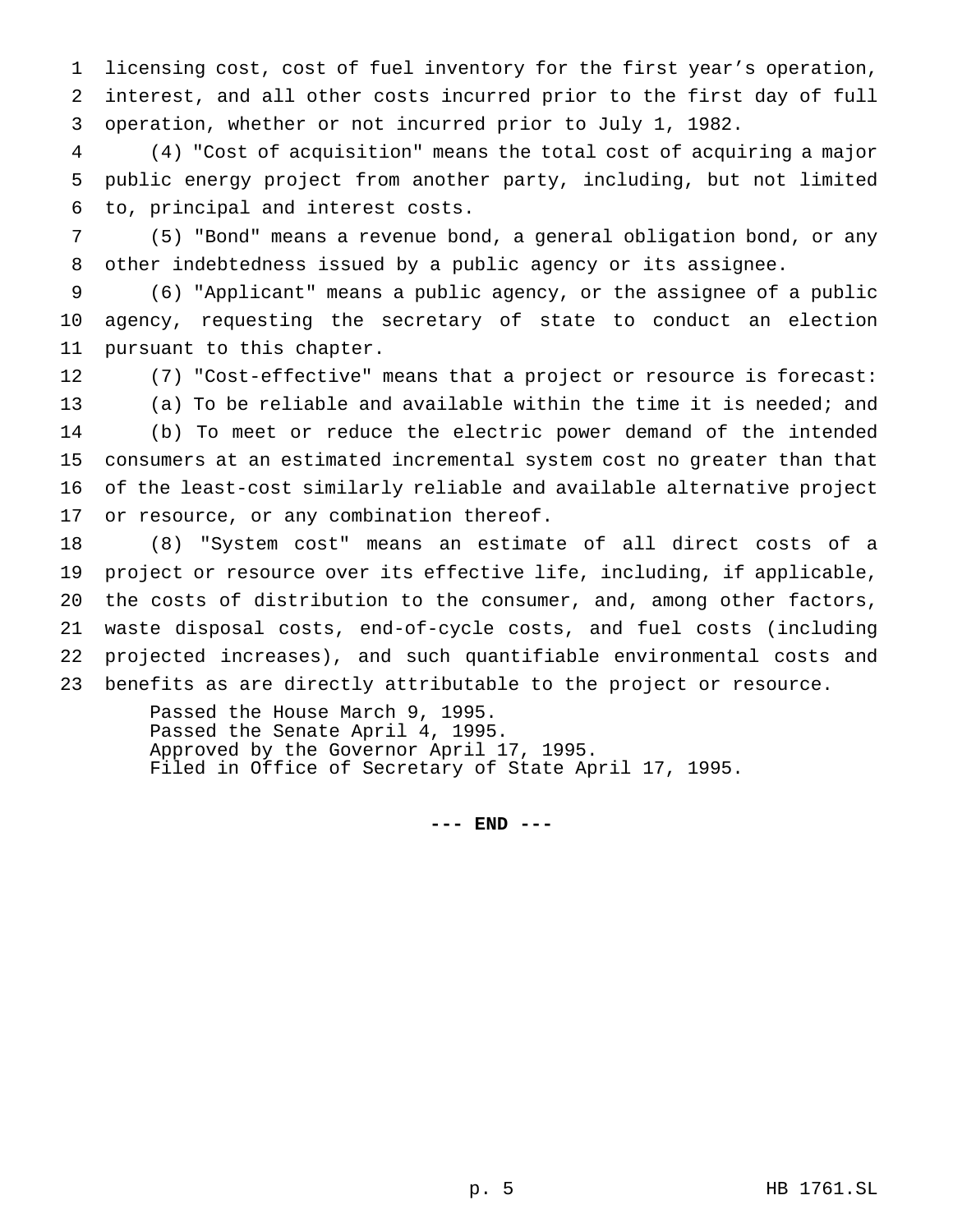licensing cost, cost of fuel inventory for the first year's operation, interest, and all other costs incurred prior to the first day of full operation, whether or not incurred prior to July 1, 1982.

(4) "Cost of acquisition" means the total cost of acquiring a major public energy project from another party, including, but not limited to, principal and interest costs.

(5) "Bond" means a revenue bond, a general obligation bond, or any other indebtedness issued by a public agency or its assignee.

(6) "Applicant" means a public agency, or the assignee of a public agency, requesting the secretary of state to conduct an election pursuant to this chapter.

(7) "Cost-effective" means that a project or resource is forecast:

(a) To be reliable and available within the time it is needed; and

(b) To meet or reduce the electric power demand of the intended consumers at an estimated incremental system cost no greater than that of the least-cost similarly reliable and available alternative project or resource, or any combination thereof.

(8) "System cost" means an estimate of all direct costs of a project or resource over its effective life, including, if applicable, the costs of distribution to the consumer, and, among other factors, waste disposal costs, end-of-cycle costs, and fuel costs (including projected increases), and such quantifiable environmental costs and benefits as are directly attributable to the project or resource.

Passed the House March 9, 1995.
Passed the Senate April 4, 1995.
Approved by the Governor April 17, 1995.
Filed in Office of Secretary of State April 17, 1995.

**--- END ---**